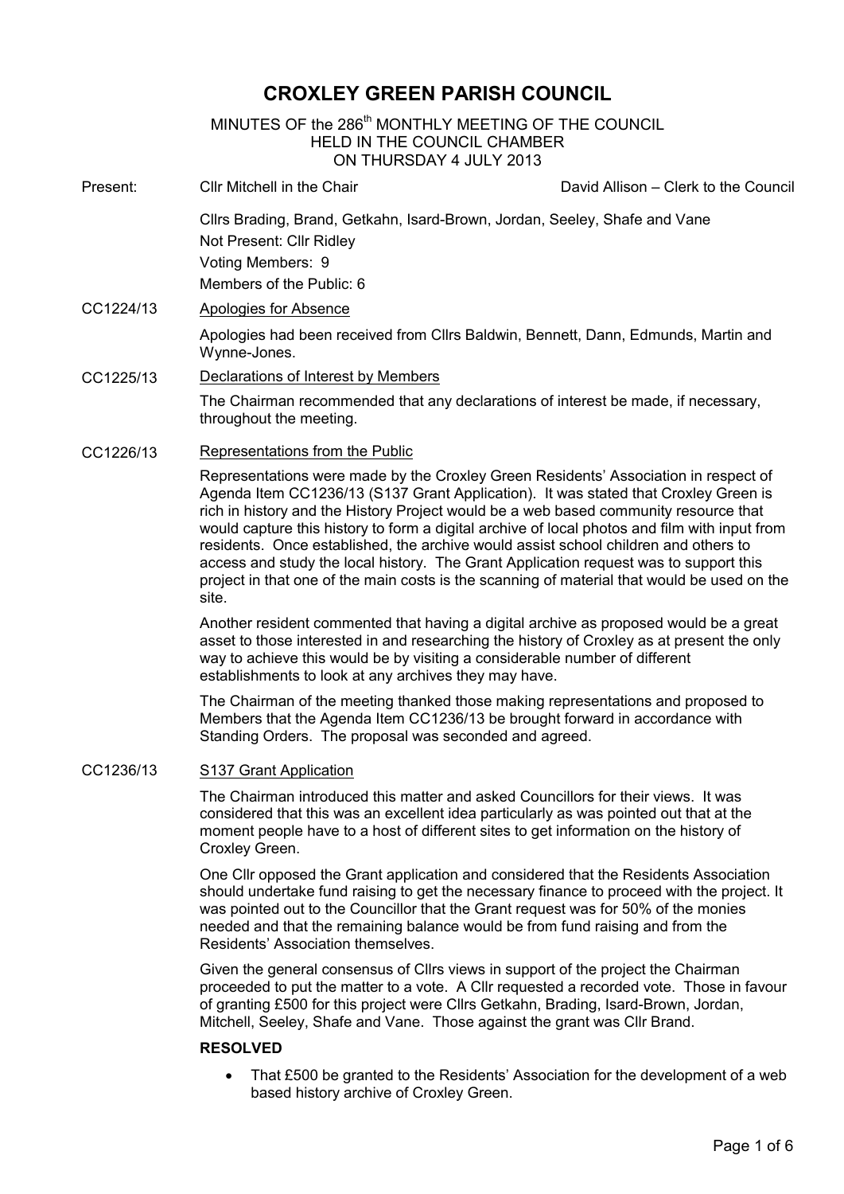# CROXLEY GREEN PARISH COUNCIL

MINUTES OF the 286th MONTHLY MEETING OF THE COUNCIL
HELD IN THE COUNCIL CHAMBER
ON THURSDAY 4 JULY 2013

**Present:** Cllr Mitchell in the Chair — David Allison – Clerk to the Council

Cllrs Brading, Brand, Getkahn, Isard-Brown, Jordan, Seeley, Shafe and Vane
Not Present: Cllr Ridley
Voting Members: 9
Members of the Public: 6

**CC1224/13** Apologies for Absence

Apologies had been received from Cllrs Baldwin, Bennett, Dann, Edmunds, Martin and Wynne-Jones.

**CC1225/13** Declarations of Interest by Members

The Chairman recommended that any declarations of interest be made, if necessary, throughout the meeting.

**CC1226/13** Representations from the Public

Representations were made by the Croxley Green Residents' Association in respect of Agenda Item CC1236/13 (S137 Grant Application). It was stated that Croxley Green is rich in history and the History Project would be a web based community resource that would capture this history to form a digital archive of local photos and film with input from residents. Once established, the archive would assist school children and others to access and study the local history. The Grant Application request was to support this project in that one of the main costs is the scanning of material that would be used on the site.

Another resident commented that having a digital archive as proposed would be a great asset to those interested in and researching the history of Croxley as at present the only way to achieve this would be by visiting a considerable number of different establishments to look at any archives they may have.

The Chairman of the meeting thanked those making representations and proposed to Members that the Agenda Item CC1236/13 be brought forward in accordance with Standing Orders. The proposal was seconded and agreed.

**CC1236/13** S137 Grant Application

The Chairman introduced this matter and asked Councillors for their views. It was considered that this was an excellent idea particularly as was pointed out that at the moment people have to a host of different sites to get information on the history of Croxley Green.

One Cllr opposed the Grant application and considered that the Residents Association should undertake fund raising to get the necessary finance to proceed with the project. It was pointed out to the Councillor that the Grant request was for 50% of the monies needed and that the remaining balance would be from fund raising and from the Residents' Association themselves.

Given the general consensus of Cllrs views in support of the project the Chairman proceeded to put the matter to a vote. A Cllr requested a recorded vote. Those in favour of granting £500 for this project were Cllrs Getkahn, Brading, Isard-Brown, Jordan, Mitchell, Seeley, Shafe and Vane. Those against the grant was Cllr Brand.

**RESOLVED**

- That £500 be granted to the Residents' Association for the development of a web based history archive of Croxley Green.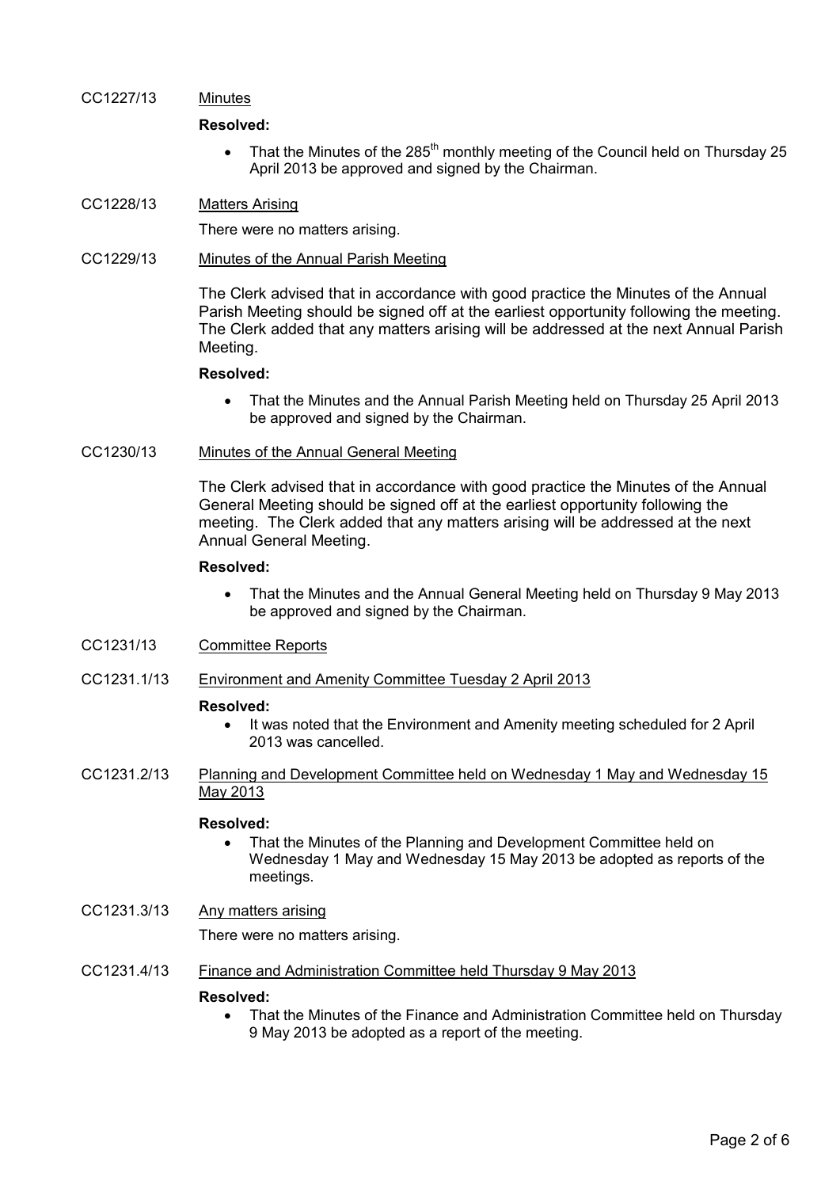CC1227/13 <u>Minutes</u>

**Resolved:**

- That the Minutes of the 285th monthly meeting of the Council held on Thursday 25 April 2013 be approved and signed by the Chairman.

CC1228/13 <u>Matters Arising</u>

There were no matters arising.

CC1229/13 <u>Minutes of the Annual Parish Meeting</u>

The Clerk advised that in accordance with good practice the Minutes of the Annual Parish Meeting should be signed off at the earliest opportunity following the meeting. The Clerk added that any matters arising will be addressed at the next Annual Parish Meeting.

**Resolved:**

- That the Minutes and the Annual Parish Meeting held on Thursday 25 April 2013 be approved and signed by the Chairman.

CC1230/13 <u>Minutes of the Annual General Meeting</u>

The Clerk advised that in accordance with good practice the Minutes of the Annual General Meeting should be signed off at the earliest opportunity following the meeting. The Clerk added that any matters arising will be addressed at the next Annual General Meeting.

**Resolved:**

- That the Minutes and the Annual General Meeting held on Thursday 9 May 2013 be approved and signed by the Chairman.

CC1231/13 <u>Committee Reports</u>

CC1231.1/13 <u>Environment and Amenity Committee Tuesday 2 April 2013</u>

**Resolved:**

- It was noted that the Environment and Amenity meeting scheduled for 2 April 2013 was cancelled.

CC1231.2/13 <u>Planning and Development Committee held on Wednesday 1 May and Wednesday 15 May 2013</u>

**Resolved:**

- That the Minutes of the Planning and Development Committee held on Wednesday 1 May and Wednesday 15 May 2013 be adopted as reports of the meetings.

CC1231.3/13 <u>Any matters arising</u>

There were no matters arising.

CC1231.4/13 <u>Finance and Administration Committee held Thursday 9 May 2013</u>

**Resolved:**

- That the Minutes of the Finance and Administration Committee held on Thursday 9 May 2013 be adopted as a report of the meeting.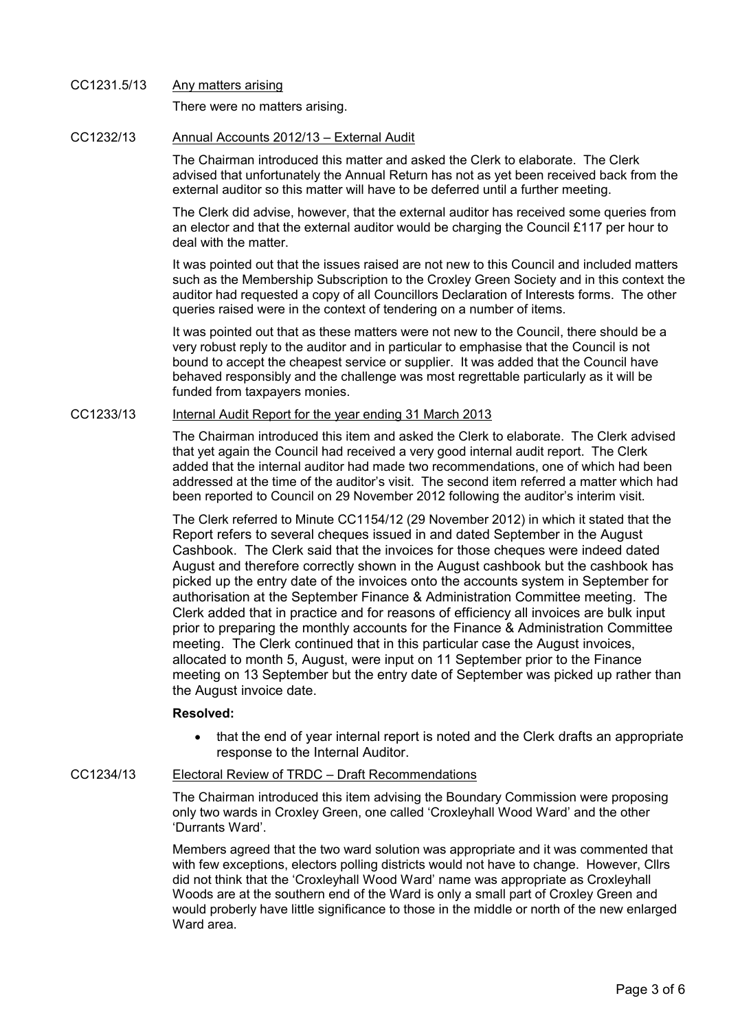CC1231.5/13 Any matters arising

There were no matters arising.

CC1232/13 Annual Accounts 2012/13 – External Audit

The Chairman introduced this matter and asked the Clerk to elaborate. The Clerk advised that unfortunately the Annual Return has not as yet been received back from the external auditor so this matter will have to be deferred until a further meeting.

The Clerk did advise, however, that the external auditor has received some queries from an elector and that the external auditor would be charging the Council £117 per hour to deal with the matter.

It was pointed out that the issues raised are not new to this Council and included matters such as the Membership Subscription to the Croxley Green Society and in this context the auditor had requested a copy of all Councillors Declaration of Interests forms. The other queries raised were in the context of tendering on a number of items.

It was pointed out that as these matters were not new to the Council, there should be a very robust reply to the auditor and in particular to emphasise that the Council is not bound to accept the cheapest service or supplier. It was added that the Council have behaved responsibly and the challenge was most regrettable particularly as it will be funded from taxpayers monies.

CC1233/13 Internal Audit Report for the year ending 31 March 2013

The Chairman introduced this item and asked the Clerk to elaborate. The Clerk advised that yet again the Council had received a very good internal audit report. The Clerk added that the internal auditor had made two recommendations, one of which had been addressed at the time of the auditor's visit. The second item referred a matter which had been reported to Council on 29 November 2012 following the auditor's interim visit.

The Clerk referred to Minute CC1154/12 (29 November 2012) in which it stated that the Report refers to several cheques issued in and dated September in the August Cashbook. The Clerk said that the invoices for those cheques were indeed dated August and therefore correctly shown in the August cashbook but the cashbook has picked up the entry date of the invoices onto the accounts system in September for authorisation at the September Finance & Administration Committee meeting. The Clerk added that in practice and for reasons of efficiency all invoices are bulk input prior to preparing the monthly accounts for the Finance & Administration Committee meeting. The Clerk continued that in this particular case the August invoices, allocated to month 5, August, were input on 11 September prior to the Finance meeting on 13 September but the entry date of September was picked up rather than the August invoice date.

**Resolved:**

- that the end of year internal report is noted and the Clerk drafts an appropriate response to the Internal Auditor.

CC1234/13 Electoral Review of TRDC – Draft Recommendations

The Chairman introduced this item advising the Boundary Commission were proposing only two wards in Croxley Green, one called 'Croxleyhall Wood Ward' and the other 'Durrants Ward'.

Members agreed that the two ward solution was appropriate and it was commented that with few exceptions, electors polling districts would not have to change. However, Cllrs did not think that the 'Croxleyhall Wood Ward' name was appropriate as Croxleyhall Woods are at the southern end of the Ward is only a small part of Croxley Green and would proberly have little significance to those in the middle or north of the new enlarged Ward area.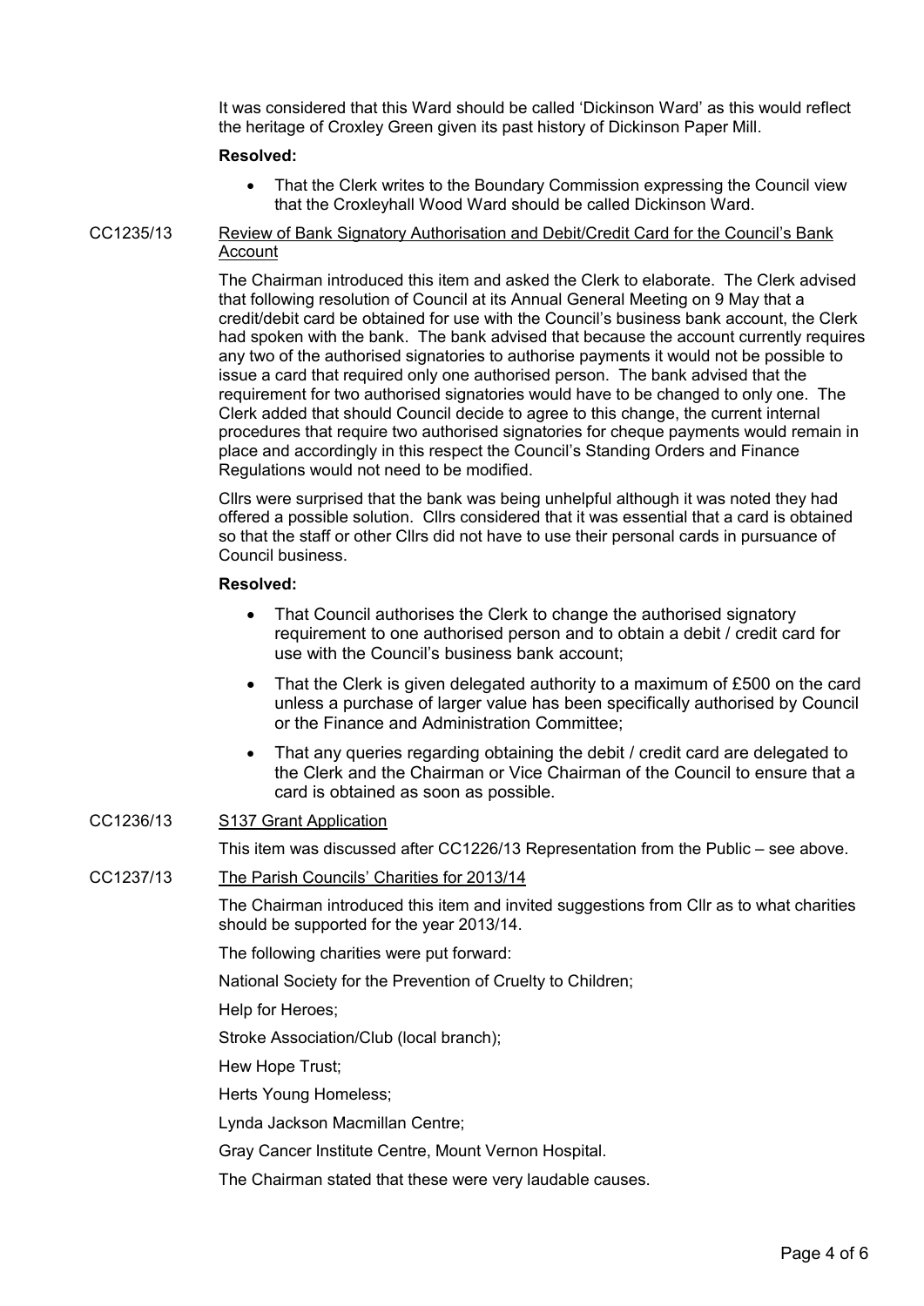It was considered that this Ward should be called 'Dickinson Ward' as this would reflect the heritage of Croxley Green given its past history of Dickinson Paper Mill.

**Resolved:**

- That the Clerk writes to the Boundary Commission expressing the Council view that the Croxleyhall Wood Ward should be called Dickinson Ward.

CC1235/13 Review of Bank Signatory Authorisation and Debit/Credit Card for the Council's Bank Account

The Chairman introduced this item and asked the Clerk to elaborate. The Clerk advised that following resolution of Council at its Annual General Meeting on 9 May that a credit/debit card be obtained for use with the Council's business bank account, the Clerk had spoken with the bank. The bank advised that because the account currently requires any two of the authorised signatories to authorise payments it would not be possible to issue a card that required only one authorised person. The bank advised that the requirement for two authorised signatories would have to be changed to only one. The Clerk added that should Council decide to agree to this change, the current internal procedures that require two authorised signatories for cheque payments would remain in place and accordingly in this respect the Council's Standing Orders and Finance Regulations would not need to be modified.

Cllrs were surprised that the bank was being unhelpful although it was noted they had offered a possible solution. Cllrs considered that it was essential that a card is obtained so that the staff or other Cllrs did not have to use their personal cards in pursuance of Council business.

**Resolved:**

- That Council authorises the Clerk to change the authorised signatory requirement to one authorised person and to obtain a debit / credit card for use with the Council's business bank account;
- That the Clerk is given delegated authority to a maximum of £500 on the card unless a purchase of larger value has been specifically authorised by Council or the Finance and Administration Committee;
- That any queries regarding obtaining the debit / credit card are delegated to the Clerk and the Chairman or Vice Chairman of the Council to ensure that a card is obtained as soon as possible.

CC1236/13 S137 Grant Application

This item was discussed after CC1226/13 Representation from the Public – see above.

CC1237/13 The Parish Councils' Charities for 2013/14

The Chairman introduced this item and invited suggestions from Cllr as to what charities should be supported for the year 2013/14.

The following charities were put forward:

National Society for the Prevention of Cruelty to Children;

Help for Heroes;

Stroke Association/Club (local branch);

Hew Hope Trust;

Herts Young Homeless;

Lynda Jackson Macmillan Centre;

Gray Cancer Institute Centre, Mount Vernon Hospital.

The Chairman stated that these were very laudable causes.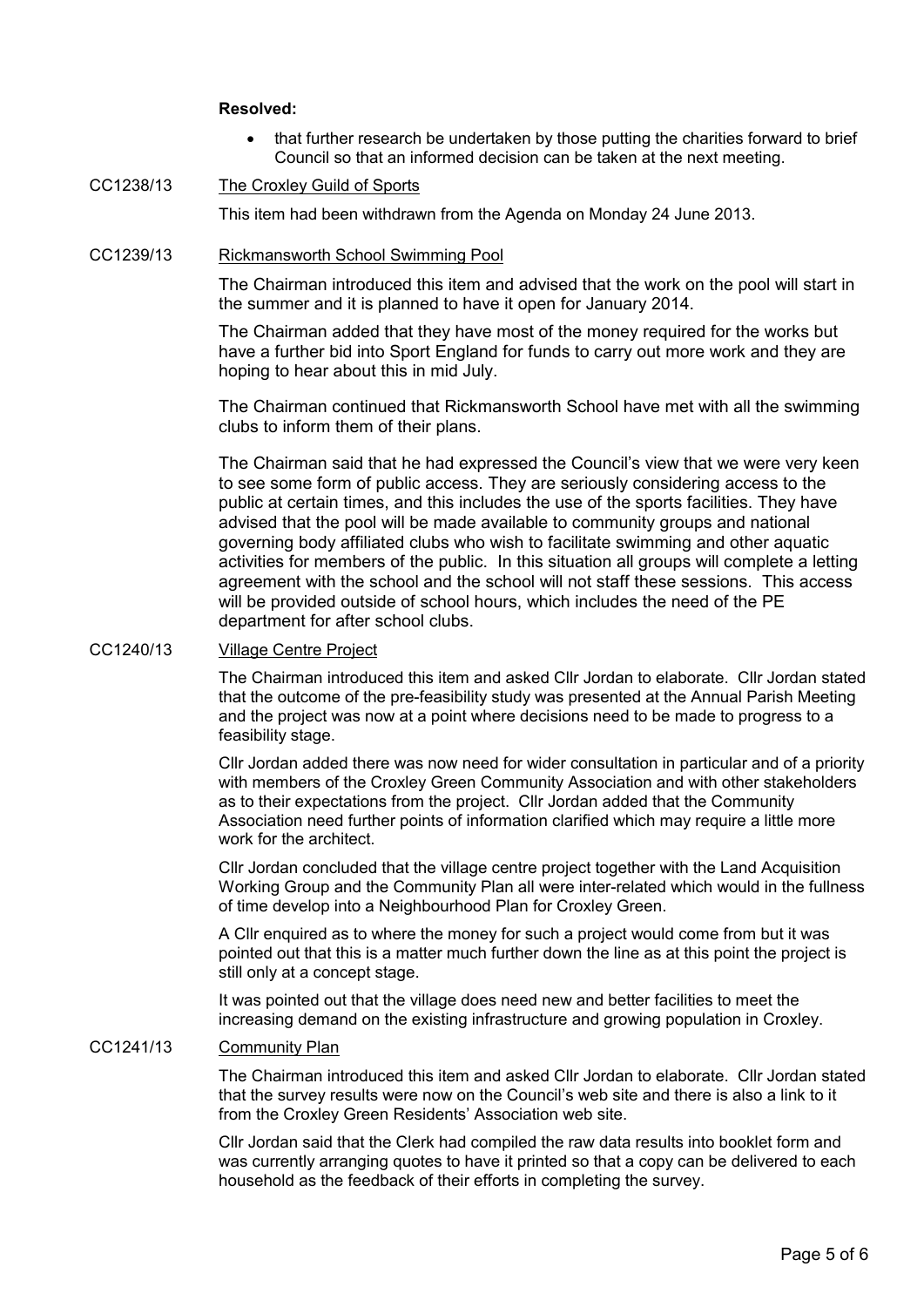**Resolved:**

- that further research be undertaken by those putting the charities forward to brief Council so that an informed decision can be taken at the next meeting.

CC1238/13 The Croxley Guild of Sports

This item had been withdrawn from the Agenda on Monday 24 June 2013.

CC1239/13 Rickmansworth School Swimming Pool

The Chairman introduced this item and advised that the work on the pool will start in the summer and it is planned to have it open for January 2014.

The Chairman added that they have most of the money required for the works but have a further bid into Sport England for funds to carry out more work and they are hoping to hear about this in mid July.

The Chairman continued that Rickmansworth School have met with all the swimming clubs to inform them of their plans.

The Chairman said that he had expressed the Council's view that we were very keen to see some form of public access. They are seriously considering access to the public at certain times, and this includes the use of the sports facilities. They have advised that the pool will be made available to community groups and national governing body affiliated clubs who wish to facilitate swimming and other aquatic activities for members of the public. In this situation all groups will complete a letting agreement with the school and the school will not staff these sessions. This access will be provided outside of school hours, which includes the need of the PE department for after school clubs.

CC1240/13 Village Centre Project

The Chairman introduced this item and asked Cllr Jordan to elaborate. Cllr Jordan stated that the outcome of the pre-feasibility study was presented at the Annual Parish Meeting and the project was now at a point where decisions need to be made to progress to a feasibility stage.

Cllr Jordan added there was now need for wider consultation in particular and of a priority with members of the Croxley Green Community Association and with other stakeholders as to their expectations from the project. Cllr Jordan added that the Community Association need further points of information clarified which may require a little more work for the architect.

Cllr Jordan concluded that the village centre project together with the Land Acquisition Working Group and the Community Plan all were inter-related which would in the fullness of time develop into a Neighbourhood Plan for Croxley Green.

A Cllr enquired as to where the money for such a project would come from but it was pointed out that this is a matter much further down the line as at this point the project is still only at a concept stage.

It was pointed out that the village does need new and better facilities to meet the increasing demand on the existing infrastructure and growing population in Croxley.

CC1241/13 Community Plan

The Chairman introduced this item and asked Cllr Jordan to elaborate. Cllr Jordan stated that the survey results were now on the Council's web site and there is also a link to it from the Croxley Green Residents' Association web site.

Cllr Jordan said that the Clerk had compiled the raw data results into booklet form and was currently arranging quotes to have it printed so that a copy can be delivered to each household as the feedback of their efforts in completing the survey.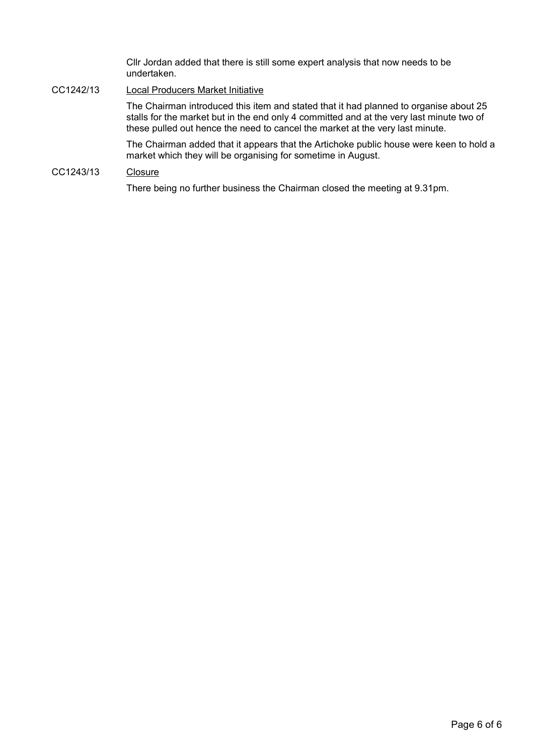Cllr Jordan added that there is still some expert analysis that now needs to be undertaken.

CC1242/13 Local Producers Market Initiative

The Chairman introduced this item and stated that it had planned to organise about 25 stalls for the market but in the end only 4 committed and at the very last minute two of these pulled out hence the need to cancel the market at the very last minute.

The Chairman added that it appears that the Artichoke public house were keen to hold a market which they will be organising for sometime in August.

CC1243/13 Closure

There being no further business the Chairman closed the meeting at 9.31pm.